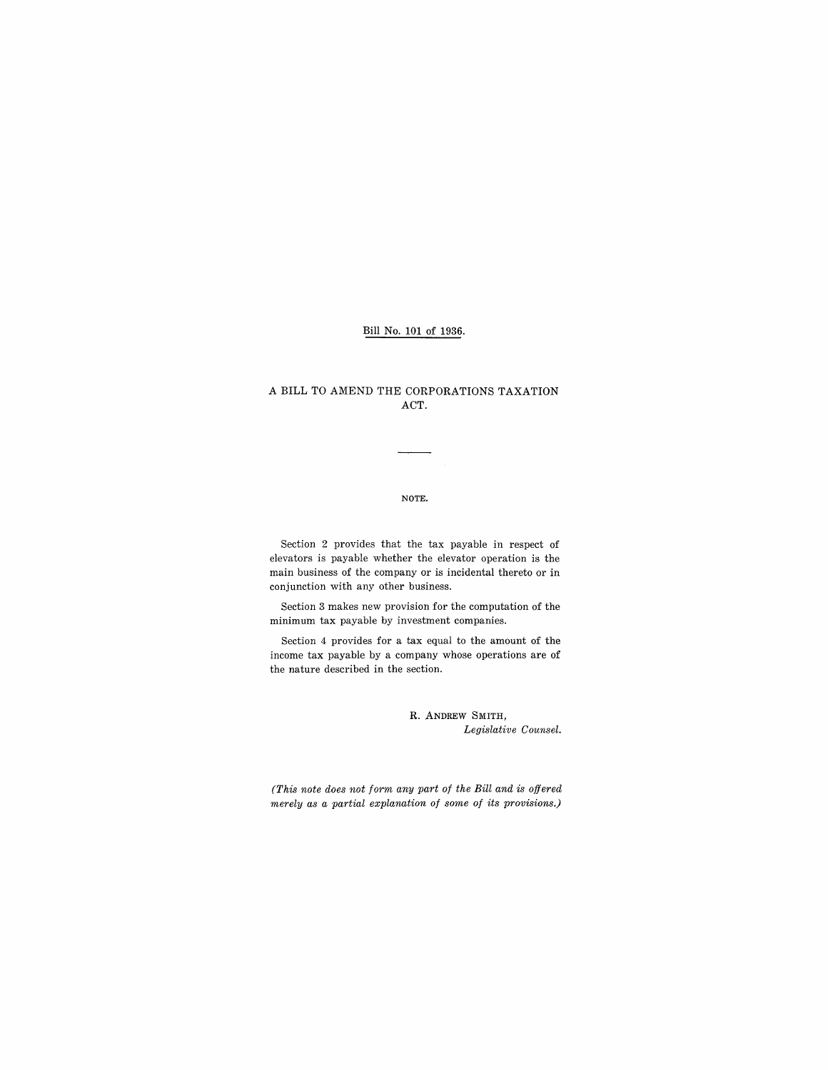Bill No. 101 of 1936.

# A BILL TO AMEND THE CORPORATIONS TAXATION ACT.

NOTE.

Section 2 provides that the tax payable in respect of elevators is payable whether the elevator operation is the main business of the company or is incidental thereto or in conjunction with any other business.

Section 3 makes new provision for the computation of the minimum tax payable by investment companies.

Section 4 provides for a tax equal to the amount of the income tax payable by a company whose operations are of the nature described in the section.

R. ANDREW SMITH,
*Legislative Counsel.*

*(This note does not form any part of the Bill and is offered merely as a partial explanation of some of its provisions.)*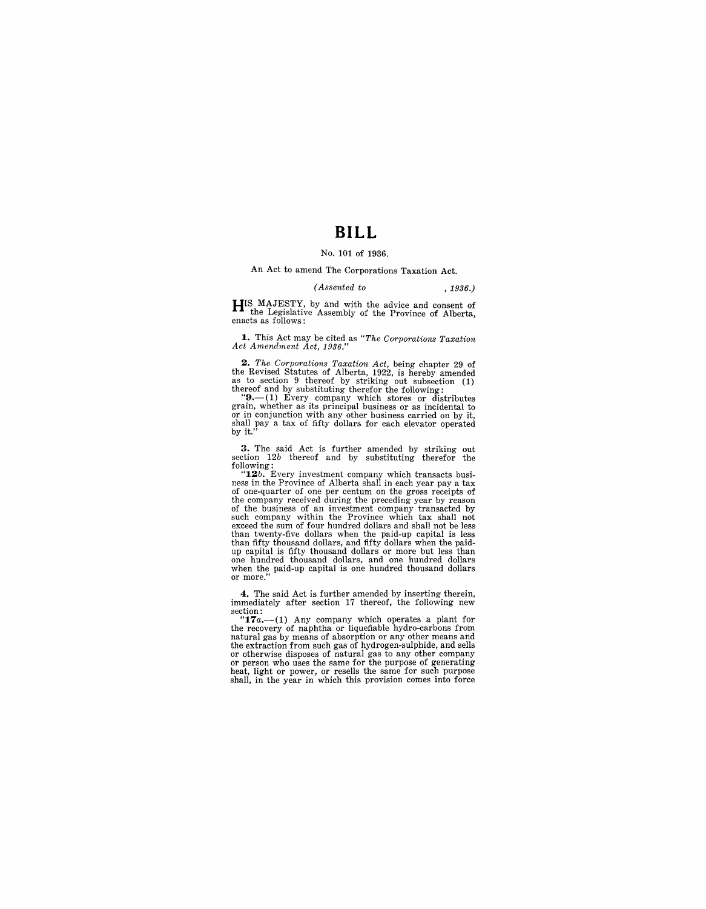# BILL

No. 101 of 1936.

An Act to amend The Corporations Taxation Act.

*(Assented to , 1936.)*

HIS MAJESTY, by and with the advice and consent of the Legislative Assembly of the Province of Alberta, enacts as follows:

**1.** This Act may be cited as *"The Corporations Taxation Act Amendment Act, 1936."*

**2.** *The Corporations Taxation Act,* being chapter 29 of the Revised Statutes of Alberta, 1922, is hereby amended as to section 9 thereof by striking out subsection (1) thereof and by substituting therefor the following:

"**9.**—(1) Every company which stores or distributes grain, whether as its principal business or as incidental to or in conjunction with any other business carried on by it, shall pay a tax of fifty dollars for each elevator operated by it."

**3.** The said Act is further amended by striking out section 12*b* thereof and by substituting therefor the following:

"**12*b*.** Every investment company which transacts business in the Province of Alberta shall in each year pay a tax of one-quarter of one per centum on the gross receipts of the company received during the preceding year by reason of the business of an investment company transacted by such company within the Province which tax shall not exceed the sum of four hundred dollars and shall not be less than twenty-five dollars when the paid-up capital is less than fifty thousand dollars, and fifty dollars when the paid-up capital is fifty thousand dollars or more but less than one hundred thousand dollars, and one hundred dollars when the paid-up capital is one hundred thousand dollars or more."

**4.** The said Act is further amended by inserting therein, immediately after section 17 thereof, the following new section:

"**17*a*.**—(1) Any company which operates a plant for the recovery of naphtha or liquefiable hydro-carbons from natural gas by means of absorption or any other means and the extraction from such gas of hydrogen-sulphide, and sells or otherwise disposes of natural gas to any other company or person who uses the same for the purpose of generating heat, light or power, or resells the same for such purpose shall, in the year in which this provision comes into force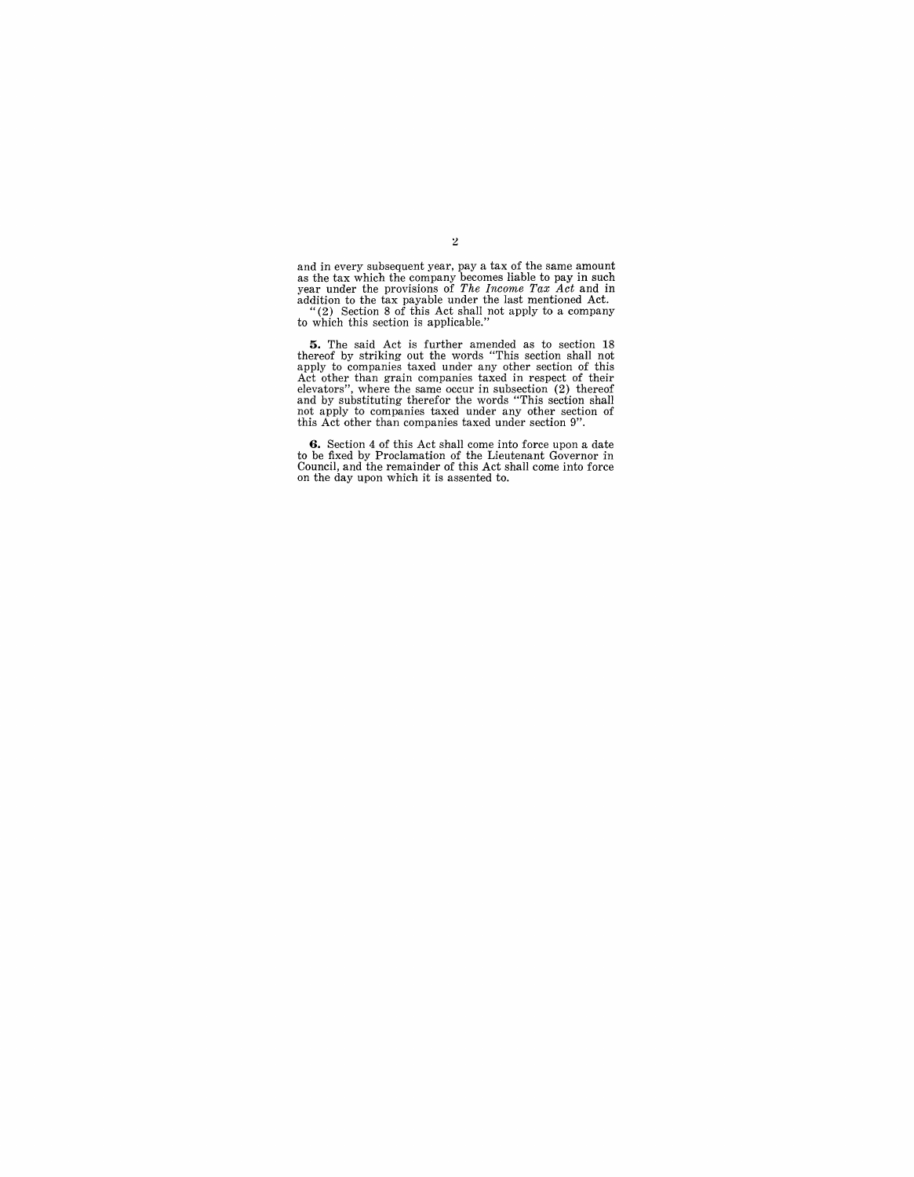and in every subsequent year, pay a tax of the same amount as the tax which the company becomes liable to pay in such year under the provisions of *The Income Tax Act* and in addition to the tax payable under the last mentioned Act.

"(2) Section 8 of this Act shall not apply to a company to which this section is applicable."

**5.** The said Act is further amended as to section 18 thereof by striking out the words "This section shall not apply to companies taxed under any other section of this Act other than grain companies taxed in respect of their elevators", where the same occur in subsection (2) thereof and by substituting therefor the words "This section shall not apply to companies taxed under any other section of this Act other than companies taxed under section 9".

**6.** Section 4 of this Act shall come into force upon a date to be fixed by Proclamation of the Lieutenant Governor in Council, and the remainder of this Act shall come into force on the day upon which it is assented to.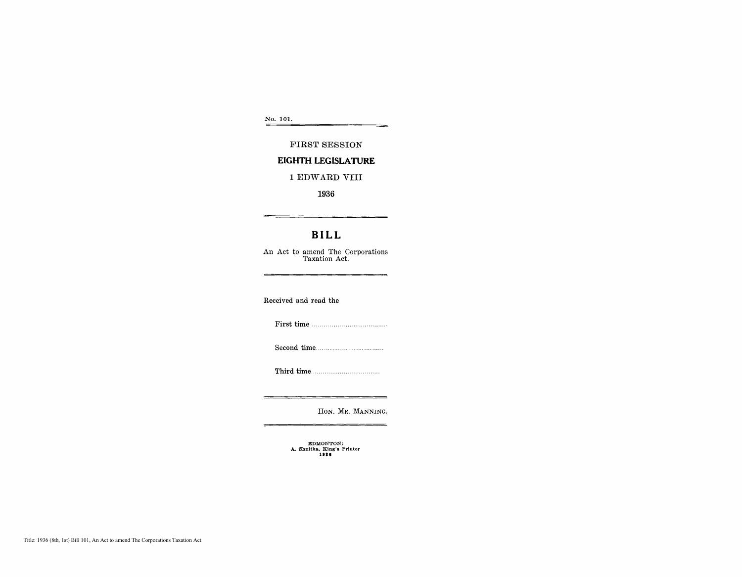No. 101.

FIRST SESSION

**EIGHTH LEGISLATURE**

1 EDWARD VIII

**1936**

# BILL

An Act to amend The Corporations Taxation Act.

Received and read the

**First time** ......................................

**Second time**...................................

**Third time**...................................

HON. MR. MANNING.

EDMONTON:
A. Shnitka, King's Printer
1936

Title: 1936 (8th, 1st) Bill 101, An Act to amend The Corporations Taxation Act